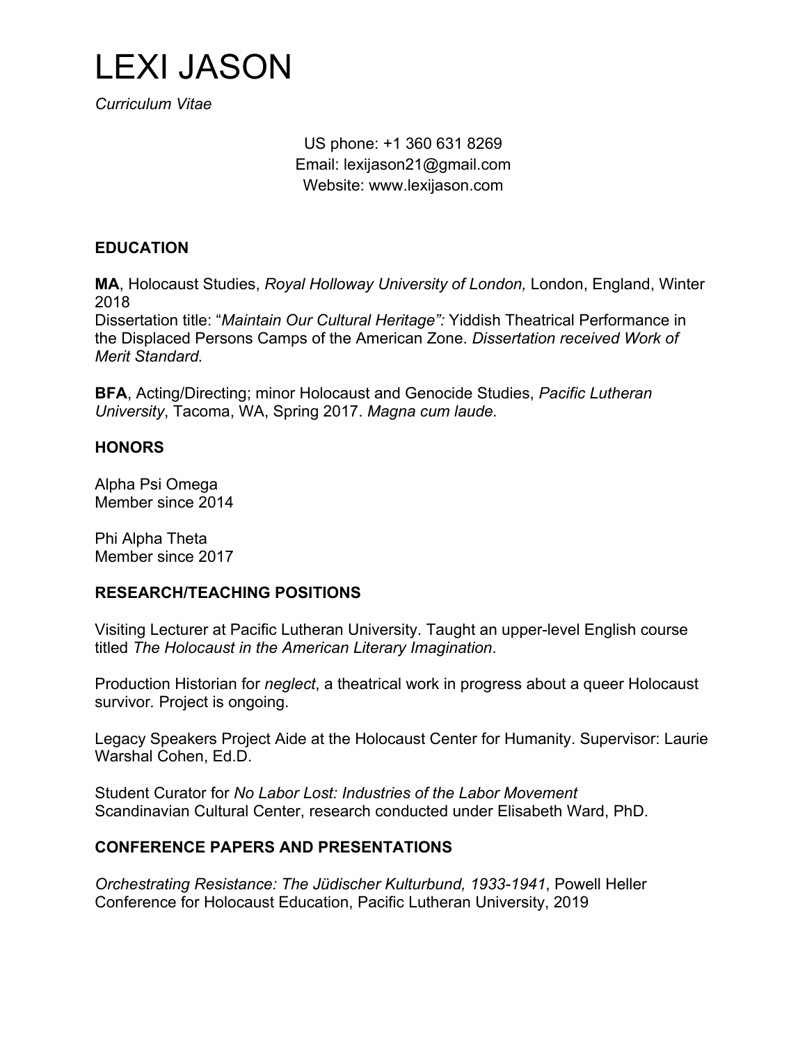# LEXI JASON

*Curriculum Vitae*

US phone: +1 360 631 8269
Email: lexijason21@gmail.com
Website: www.lexijason.com

## EDUCATION

**MA**, Holocaust Studies, *Royal Holloway University of London,* London, England, Winter 2018
Dissertation title: "*Maintain Our Cultural Heritage":* Yiddish Theatrical Performance in the Displaced Persons Camps of the American Zone. *Dissertation received Work of Merit Standard.*

**BFA**, Acting/Directing; minor Holocaust and Genocide Studies, *Pacific Lutheran University*, Tacoma, WA, Spring 2017. *Magna cum laude.*

## HONORS

Alpha Psi Omega
Member since 2014

Phi Alpha Theta
Member since 2017

## RESEARCH/TEACHING POSITIONS

Visiting Lecturer at Pacific Lutheran University. Taught an upper-level English course titled *The Holocaust in the American Literary Imagination*.

Production Historian for *neglect*, a theatrical work in progress about a queer Holocaust survivor. Project is ongoing.

Legacy Speakers Project Aide at the Holocaust Center for Humanity. Supervisor: Laurie Warshal Cohen, Ed.D.

Student Curator for *No Labor Lost: Industries of the Labor Movement*
Scandinavian Cultural Center, research conducted under Elisabeth Ward, PhD.

## CONFERENCE PAPERS AND PRESENTATIONS

*Orchestrating Resistance: The Jüdischer Kulturbund, 1933-1941*, Powell Heller Conference for Holocaust Education, Pacific Lutheran University, 2019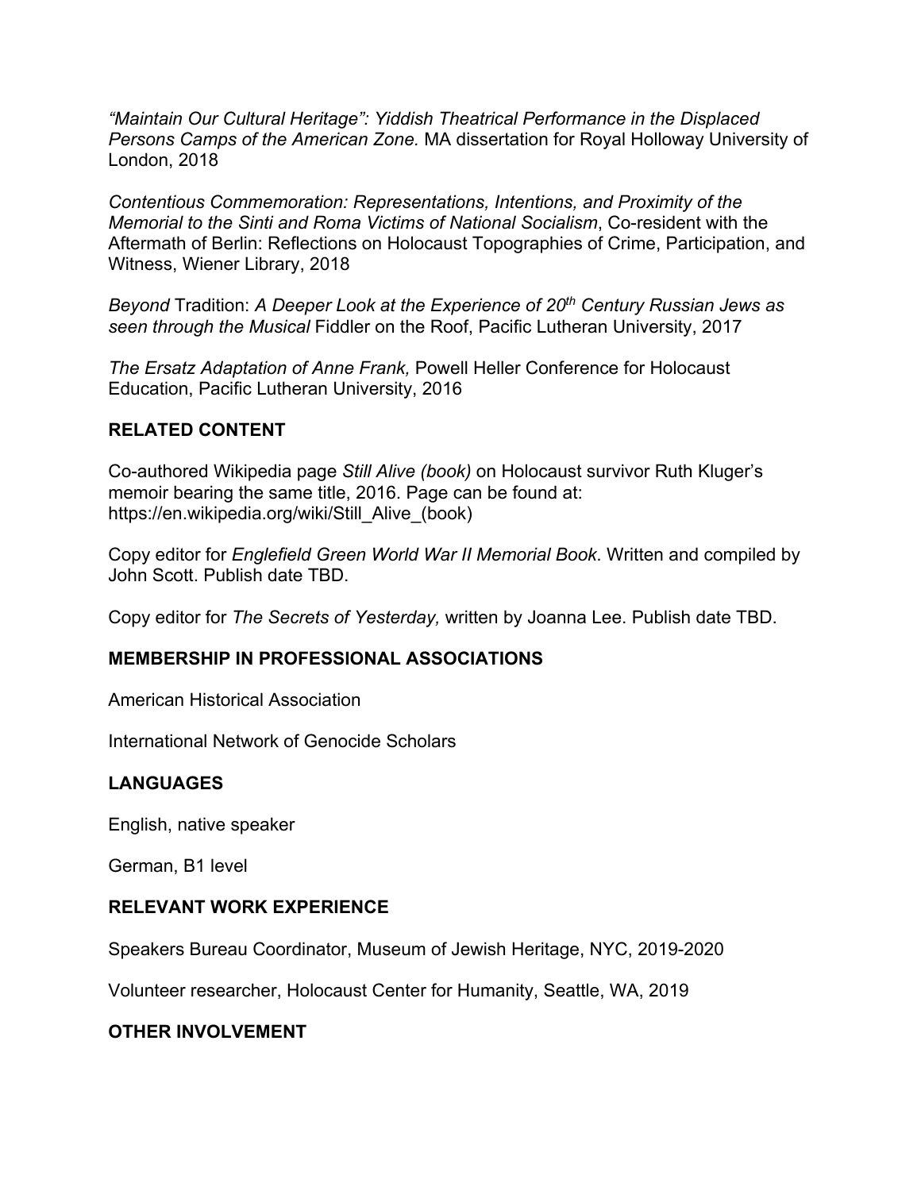*"Maintain Our Cultural Heritage": Yiddish Theatrical Performance in the Displaced Persons Camps of the American Zone.* MA dissertation for Royal Holloway University of London, 2018

*Contentious Commemoration: Representations, Intentions, and Proximity of the Memorial to the Sinti and Roma Victims of National Socialism*, Co-resident with the Aftermath of Berlin: Reflections on Holocaust Topographies of Crime, Participation, and Witness, Wiener Library, 2018

*Beyond* Tradition: *A Deeper Look at the Experience of 20th Century Russian Jews as seen through the Musical* Fiddler on the Roof, Pacific Lutheran University, 2017

*The Ersatz Adaptation of Anne Frank,* Powell Heller Conference for Holocaust Education, Pacific Lutheran University, 2016

## RELATED CONTENT

Co-authored Wikipedia page *Still Alive (book)* on Holocaust survivor Ruth Kluger's memoir bearing the same title, 2016. Page can be found at: https://en.wikipedia.org/wiki/Still_Alive_(book)

Copy editor for *Englefield Green World War II Memorial Book*. Written and compiled by John Scott. Publish date TBD.

Copy editor for *The Secrets of Yesterday,* written by Joanna Lee. Publish date TBD.

## MEMBERSHIP IN PROFESSIONAL ASSOCIATIONS

American Historical Association

International Network of Genocide Scholars

## LANGUAGES

English, native speaker

German, B1 level

## RELEVANT WORK EXPERIENCE

Speakers Bureau Coordinator, Museum of Jewish Heritage, NYC, 2019-2020

Volunteer researcher, Holocaust Center for Humanity, Seattle, WA, 2019

## OTHER INVOLVEMENT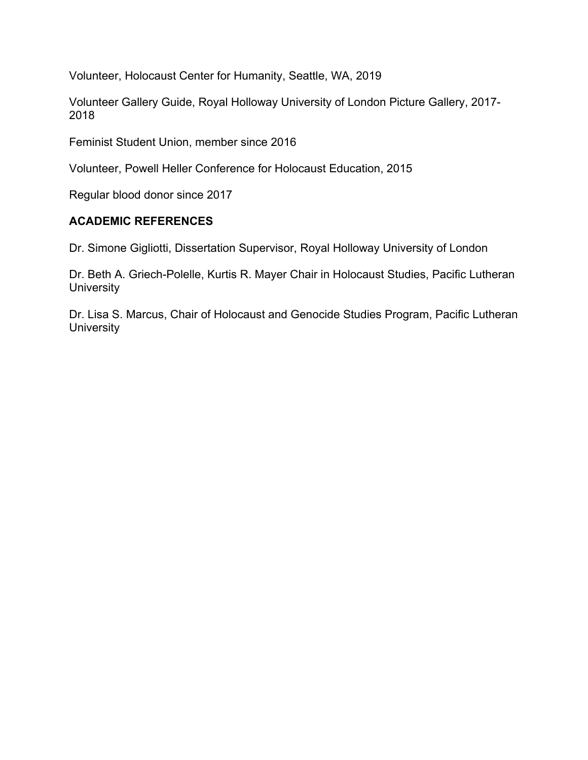Volunteer, Holocaust Center for Humanity, Seattle, WA, 2019

Volunteer Gallery Guide, Royal Holloway University of London Picture Gallery, 2017-2018

Feminist Student Union, member since 2016

Volunteer, Powell Heller Conference for Holocaust Education, 2015

Regular blood donor since 2017

## ACADEMIC REFERENCES

Dr. Simone Gigliotti, Dissertation Supervisor, Royal Holloway University of London

Dr. Beth A. Griech-Polelle, Kurtis R. Mayer Chair in Holocaust Studies, Pacific Lutheran University

Dr. Lisa S. Marcus, Chair of Holocaust and Genocide Studies Program, Pacific Lutheran University